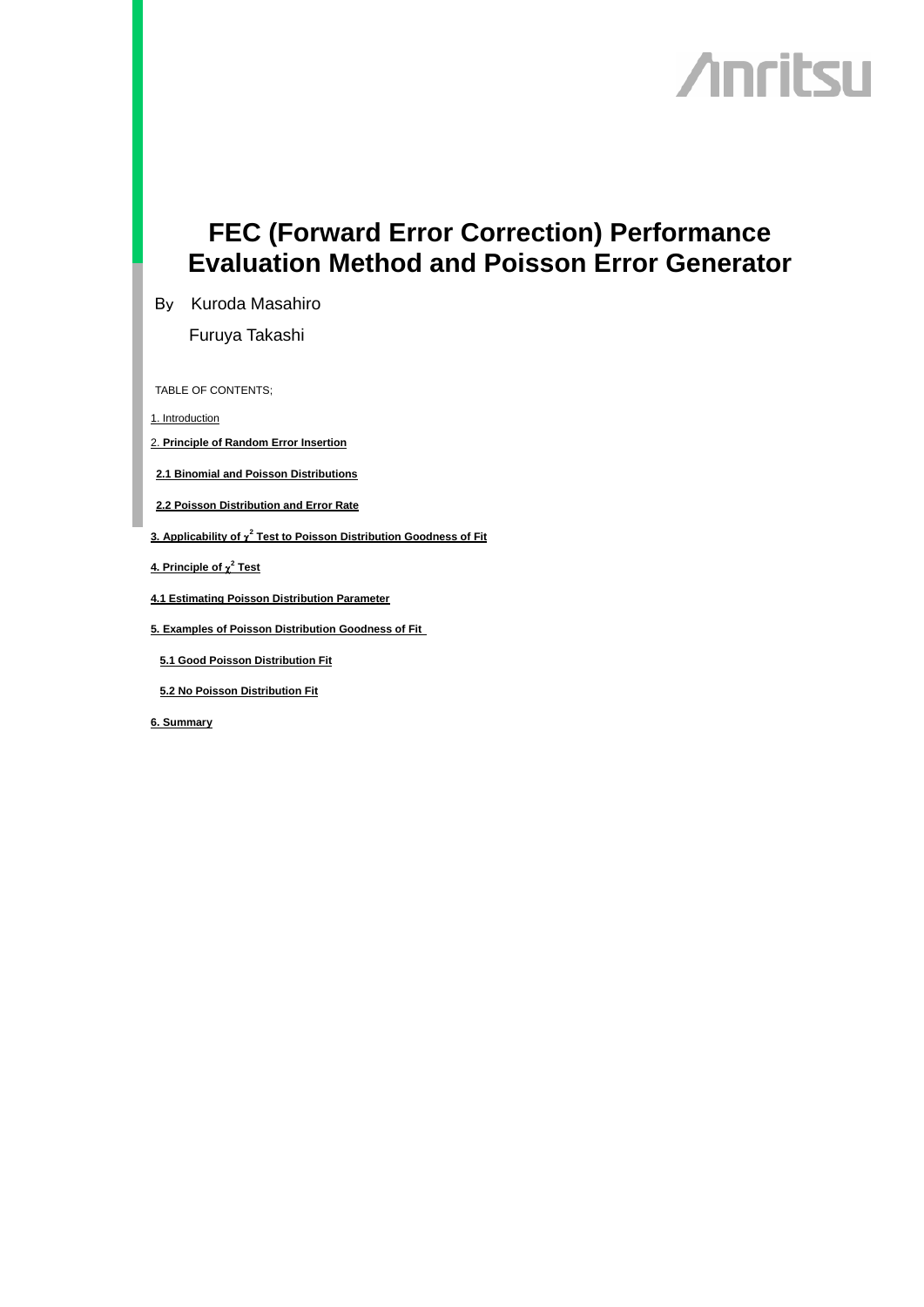# FEC (Forward Error Correction) Performance Evaluation Method and Poisson Error Generator

By Kuroda Masahiro

Furuya Takashi

TABLE OF CONTENTS;

1. Introduction

2. **Principle of Random Error Insertion**

   **2.1 Binomial and Poisson Distributions**

   **2.2 Poisson Distribution and Error Rate**

**3. Applicability of $\chi^2$ Test to Poisson Distribution Goodness of Fit**

**4. Principle of $\chi^2$ Test**

**4.1 Estimating Poisson Distribution Parameter**

**5. Examples of Poisson Distribution Goodness of Fit**

   **5.1 Good Poisson Distribution Fit**

   **5.2 No Poisson Distribution Fit**

**6. Summary**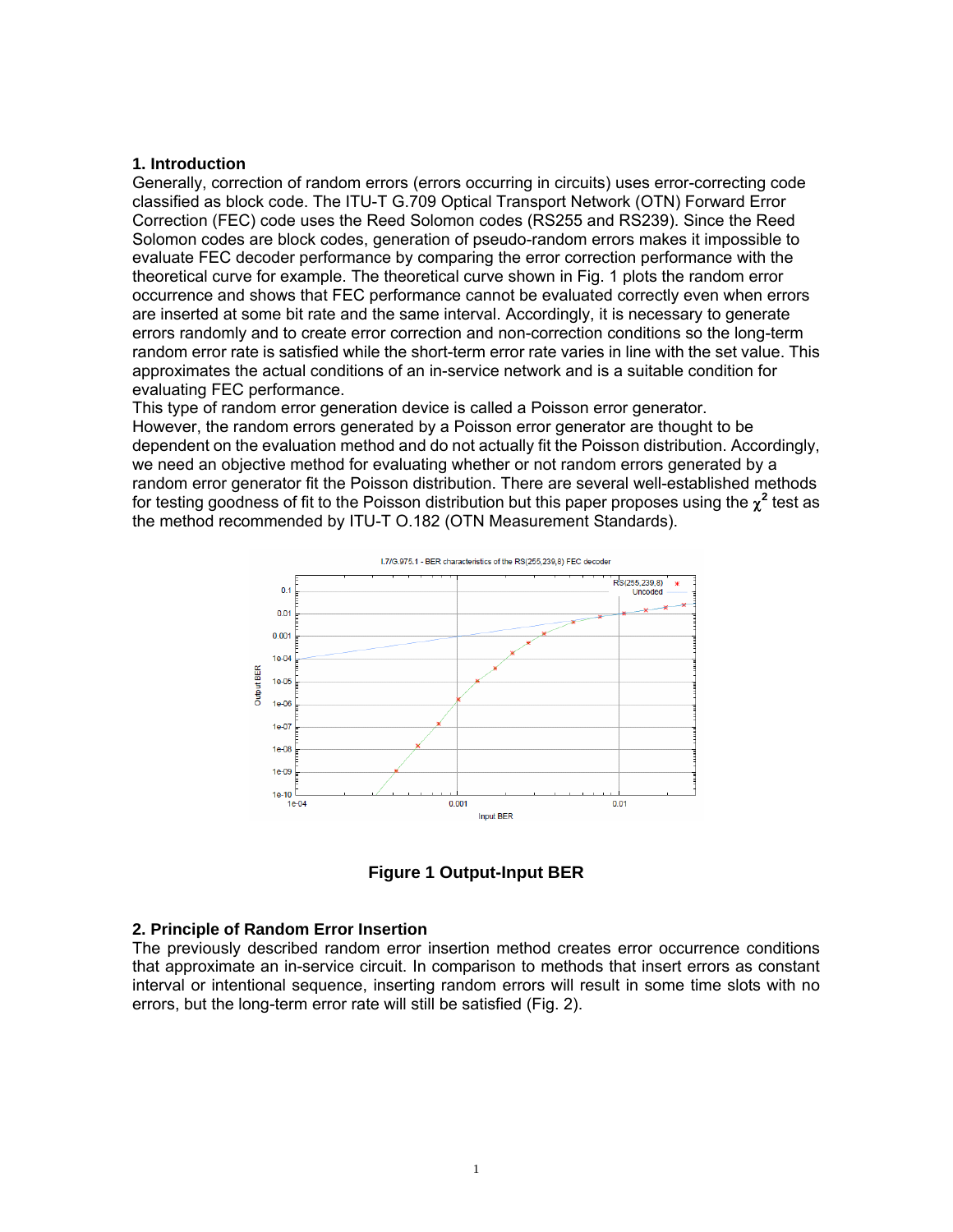## 1. Introduction

Generally, correction of random errors (errors occurring in circuits) uses error-correcting code classified as block code. The ITU-T G.709 Optical Transport Network (OTN) Forward Error Correction (FEC) code uses the Reed Solomon codes (RS255 and RS239). Since the Reed Solomon codes are block codes, generation of pseudo-random errors makes it impossible to evaluate FEC decoder performance by comparing the error correction performance with the theoretical curve for example. The theoretical curve shown in Fig. 1 plots the random error occurrence and shows that FEC performance cannot be evaluated correctly even when errors are inserted at some bit rate and the same interval. Accordingly, it is necessary to generate errors randomly and to create error correction and non-correction conditions so the long-term random error rate is satisfied while the short-term error rate varies in line with the set value. This approximates the actual conditions of an in-service network and is a suitable condition for evaluating FEC performance.

This type of random error generation device is called a Poisson error generator.

However, the random errors generated by a Poisson error generator are thought to be dependent on the evaluation method and do not actually fit the Poisson distribution. Accordingly, we need an objective method for evaluating whether or not random errors generated by a random error generator fit the Poisson distribution. There are several well-established methods for testing goodness of fit to the Poisson distribution but this paper proposes using the $\chi^2$ test as the method recommended by ITU-T O.182 (OTN Measurement Standards).

**Figure 1 Output-Input BER**

## 2. Principle of Random Error Insertion

The previously described random error insertion method creates error occurrence conditions that approximate an in-service circuit. In comparison to methods that insert errors as constant interval or intentional sequence, inserting random errors will result in some time slots with no errors, but the long-term error rate will still be satisfied (Fig. 2).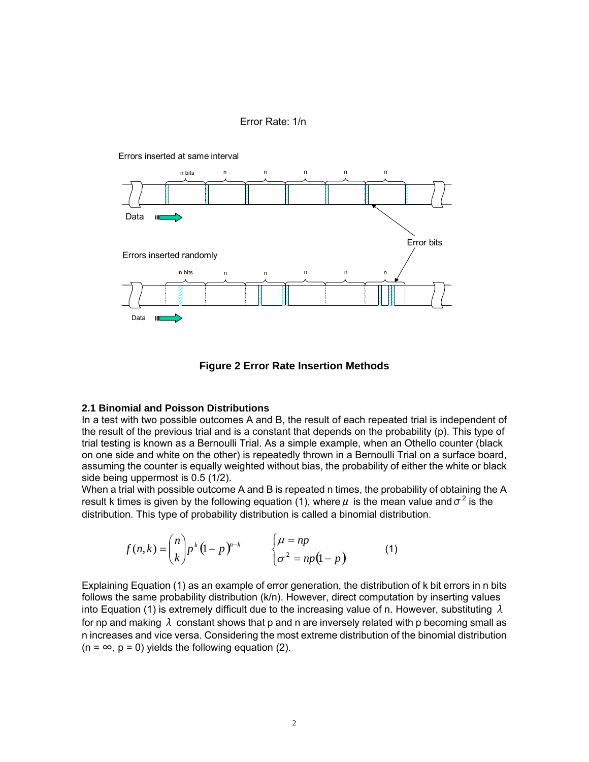Error Rate: 1/n

Errors inserted at same interval

n bits n n n n n

Data

Error bits

Errors inserted randomly

n bits n n n n n

Data

**Figure 2 Error Rate Insertion Methods**

### 2.1 Binomial and Poisson Distributions

In a test with two possible outcomes A and B, the result of each repeated trial is independent of the result of the previous trial and is a constant that depends on the probability (p). This type of trial testing is known as a Bernoulli Trial. As a simple example, when an Othello counter (black on one side and white on the other) is repeatedly thrown in a Bernoulli Trial on a surface board, assuming the counter is equally weighted without bias, the probability of either the white or black side being uppermost is 0.5 (1/2).

When a trial with possible outcome A and B is repeated n times, the probability of obtaining the A result k times is given by the following equation (1), where $\mu$ is the mean value and $\sigma^2$ is the distribution. This type of probability distribution is called a binomial distribution.

$$f(n,k) = \binom{n}{k} p^k (1-p)^{n-k} \qquad \begin{cases} \mu = np \\ \sigma^2 = np(1-p) \end{cases} \qquad (1)$$

Explaining Equation (1) as an example of error generation, the distribution of k bit errors in n bits follows the same probability distribution (k/n). However, direct computation by inserting values into Equation (1) is extremely difficult due to the increasing value of n. However, substituting $\lambda$ for np and making $\lambda$ constant shows that p and n are inversely related with p becoming small as n increases and vice versa. Considering the most extreme distribution of the binomial distribution ($n = \infty$, $p = 0$) yields the following equation (2).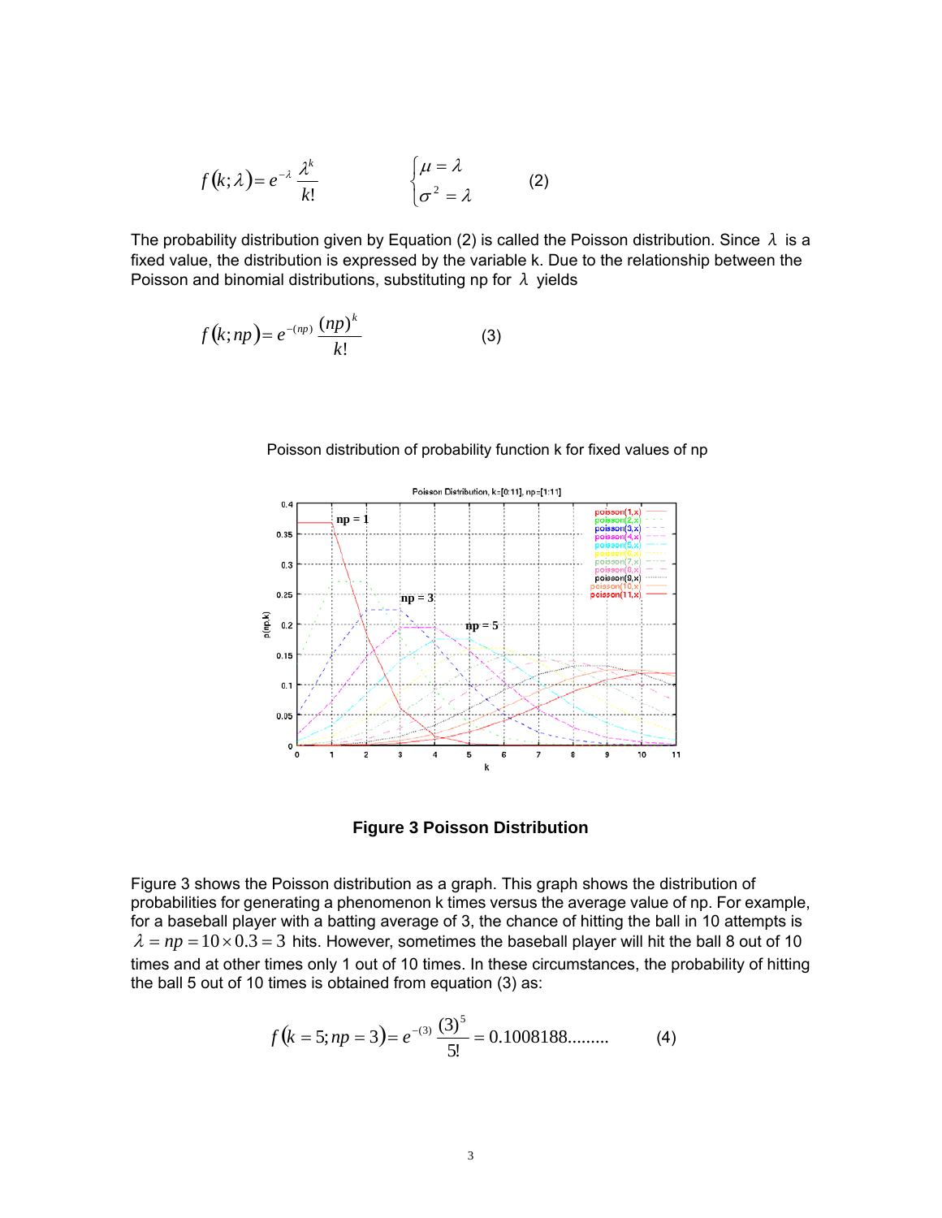$$f(k;\lambda) = e^{-\lambda}\frac{\lambda^k}{k!} \qquad \begin{cases} \mu = \lambda \\ \sigma^2 = \lambda \end{cases} \tag{2}$$

The probability distribution given by Equation (2) is called the Poisson distribution. Since $\lambda$ is a fixed value, the distribution is expressed by the variable k. Due to the relationship between the Poisson and binomial distributions, substituting np for $\lambda$ yields

$$f(k;np) = e^{-(np)}\frac{(np)^k}{k!} \tag{3}$$

Poisson distribution of probability function k for fixed values of np

**Figure 3 Poisson Distribution**

Figure 3 shows the Poisson distribution as a graph. This graph shows the distribution of probabilities for generating a phenomenon k times versus the average value of np. For example, for a baseball player with a batting average of 3, the chance of hitting the ball in 10 attempts is $\lambda = np = 10 \times 0.3 = 3$ hits. However, sometimes the baseball player will hit the ball 8 out of 10 times and at other times only 1 out of 10 times. In these circumstances, the probability of hitting the ball 5 out of 10 times is obtained from equation (3) as:

$$f(k=5;np=3) = e^{-(3)}\frac{(3)^5}{5!} = 0.1008188......... \tag{4}$$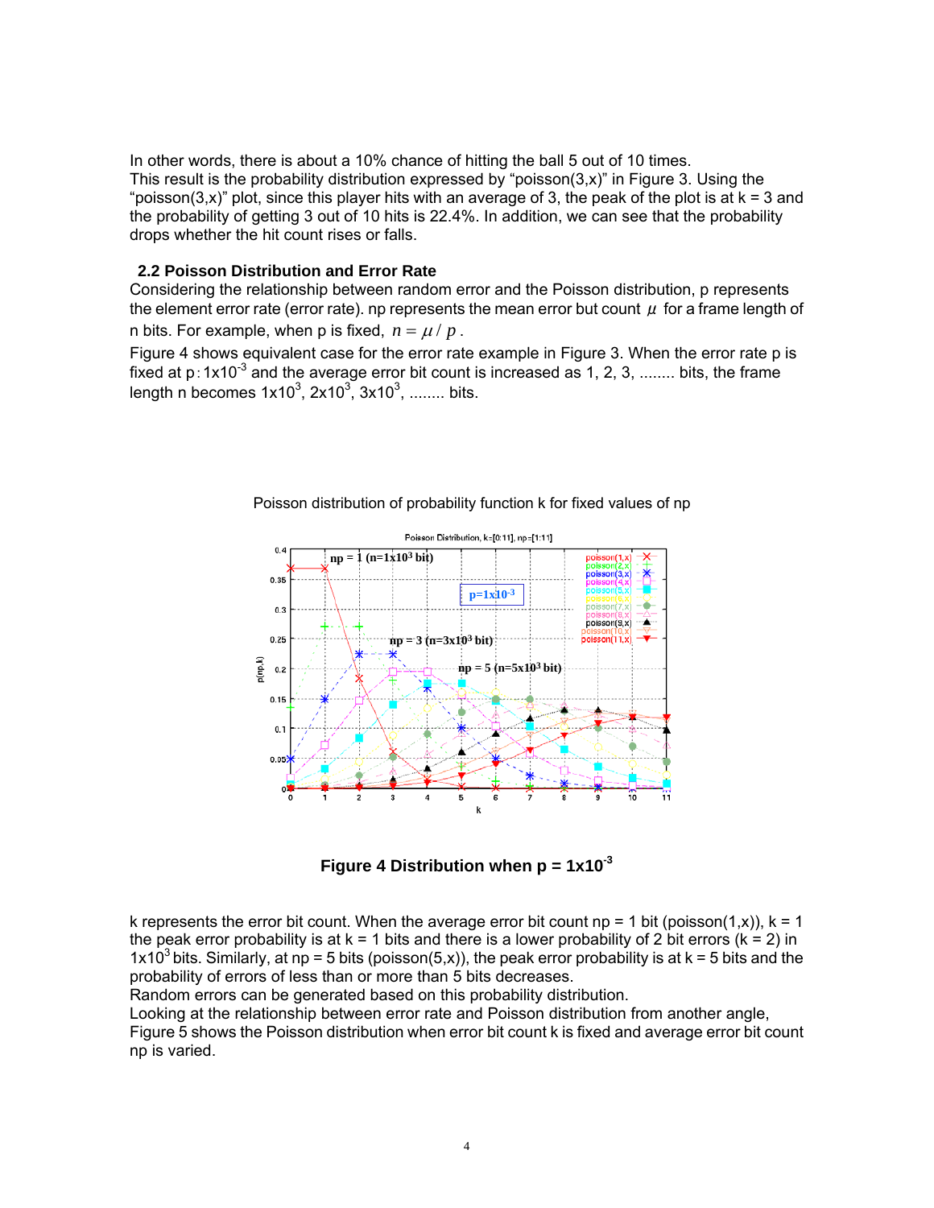In other words, there is about a 10% chance of hitting the ball 5 out of 10 times.
This result is the probability distribution expressed by "poisson(3,x)" in Figure 3. Using the "poisson(3,x)" plot, since this player hits with an average of 3, the peak of the plot is at k = 3 and the probability of getting 3 out of 10 hits is 22.4%. In addition, we can see that the probability drops whether the hit count rises or falls.

## 2.2 Poisson Distribution and Error Rate

Considering the relationship between random error and the Poisson distribution, p represents the element error rate (error rate). np represents the mean error but count $\mu$ for a frame length of n bits. For example, when p is fixed, $n = \mu / p$.

Figure 4 shows equivalent case for the error rate example in Figure 3. When the error rate p is fixed at p: $1 \times 10^{-3}$ and the average error bit count is increased as 1, 2, 3, ........ bits, the frame length n becomes $1 \times 10^{3}$, $2 \times 10^{3}$, $3 \times 10^{3}$, ........ bits.

Poisson distribution of probability function k for fixed values of np

**Figure 4 Distribution when p = $1 \times 10^{-3}$**

k represents the error bit count. When the average error bit count np = 1 bit (poisson(1,x)), k = 1 the peak error probability is at k = 1 bits and there is a lower probability of 2 bit errors (k = 2) in $1 \times 10^{3}$ bits. Similarly, at np = 5 bits (poisson(5,x)), the peak error probability is at k = 5 bits and the probability of errors of less than or more than 5 bits decreases.
Random errors can be generated based on this probability distribution.
Looking at the relationship between error rate and Poisson distribution from another angle, Figure 5 shows the Poisson distribution when error bit count k is fixed and average error bit count np is varied.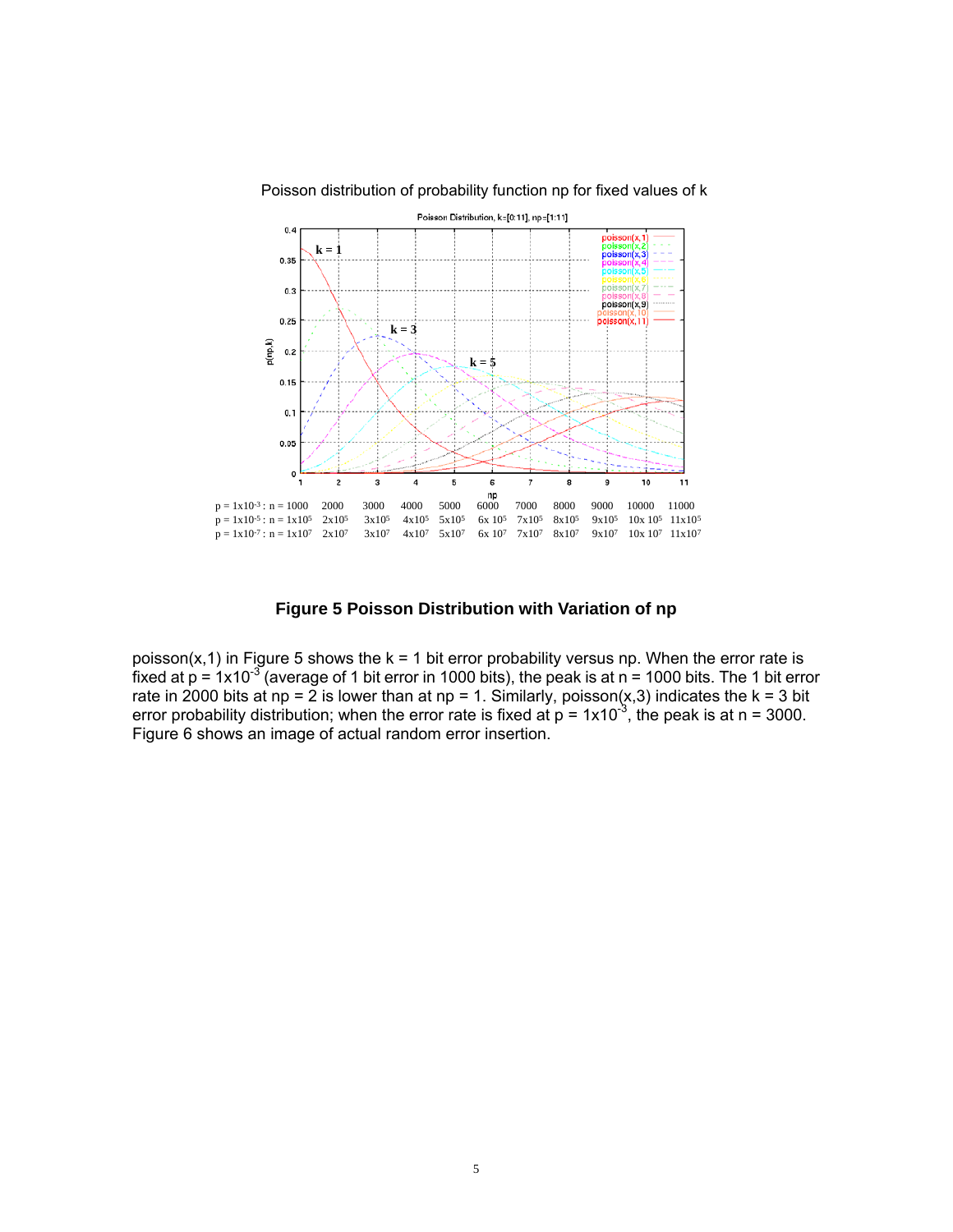Poisson distribution of probability function np for fixed values of k

| p | n | | | | | | | | | | |
|---|---|---|---|---|---|---|---|---|---|---|---|
| $p = 1\times10^{-3}$ : | n = 1000 | 2000 | 3000 | 4000 | 5000 | 6000 | 7000 | 8000 | 9000 | 10000 | 11000 |
| $p = 1\times10^{-5}$ : | n = $1\times10^{5}$ | $2\times10^{5}$ | $3\times10^{5}$ | $4\times10^{5}$ | $5\times10^{5}$ | $6\times10^{5}$ | $7\times10^{5}$ | $8\times10^{5}$ | $9\times10^{5}$ | $10\times10^{5}$ | $11\times10^{5}$ |
| $p = 1\times10^{-7}$ : | n = $1\times10^{7}$ | $2\times10^{7}$ | $3\times10^{7}$ | $4\times10^{7}$ | $5\times10^{7}$ | $6\times10^{7}$ | $7\times10^{7}$ | $8\times10^{7}$ | $9\times10^{7}$ | $10\times10^{7}$ | $11\times10^{7}$ |

**Figure 5 Poisson Distribution with Variation of np**

poisson(x,1) in Figure 5 shows the k = 1 bit error probability versus np. When the error rate is fixed at $p = 1\times10^{-3}$ (average of 1 bit error in 1000 bits), the peak is at n = 1000 bits. The 1 bit error rate in 2000 bits at np = 2 is lower than at np = 1. Similarly, poisson(x,3) indicates the k = 3 bit error probability distribution; when the error rate is fixed at $p = 1\times10^{-3}$, the peak is at n = 3000. Figure 6 shows an image of actual random error insertion.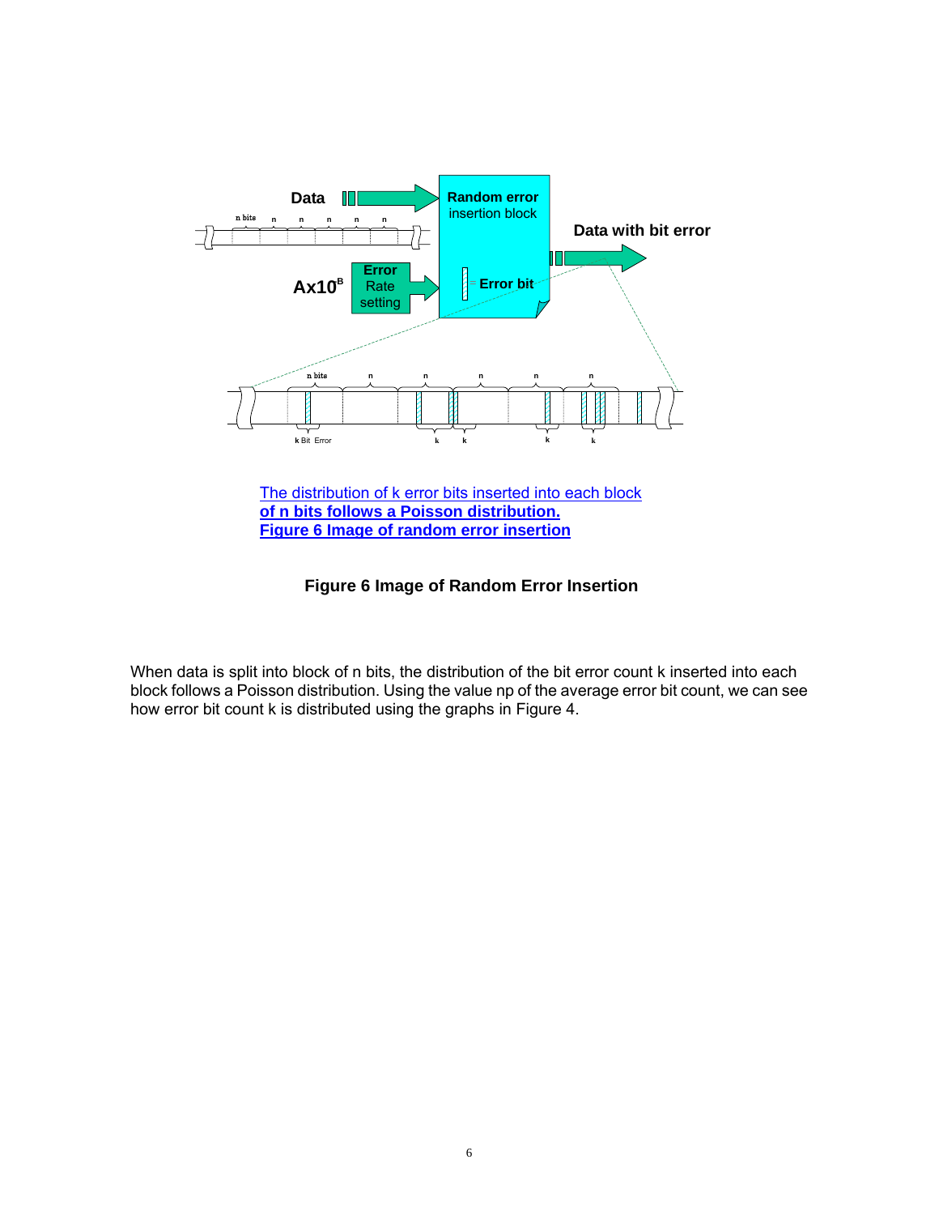The distribution of k error bits inserted into each block **of n bits follows a Poisson distribution.**
**Figure 6 Image of random error insertion**

**Figure 6 Image of Random Error Insertion**

When data is split into block of n bits, the distribution of the bit error count k inserted into each block follows a Poisson distribution. Using the value np of the average error bit count, we can see how error bit count k is distributed using the graphs in Figure 4.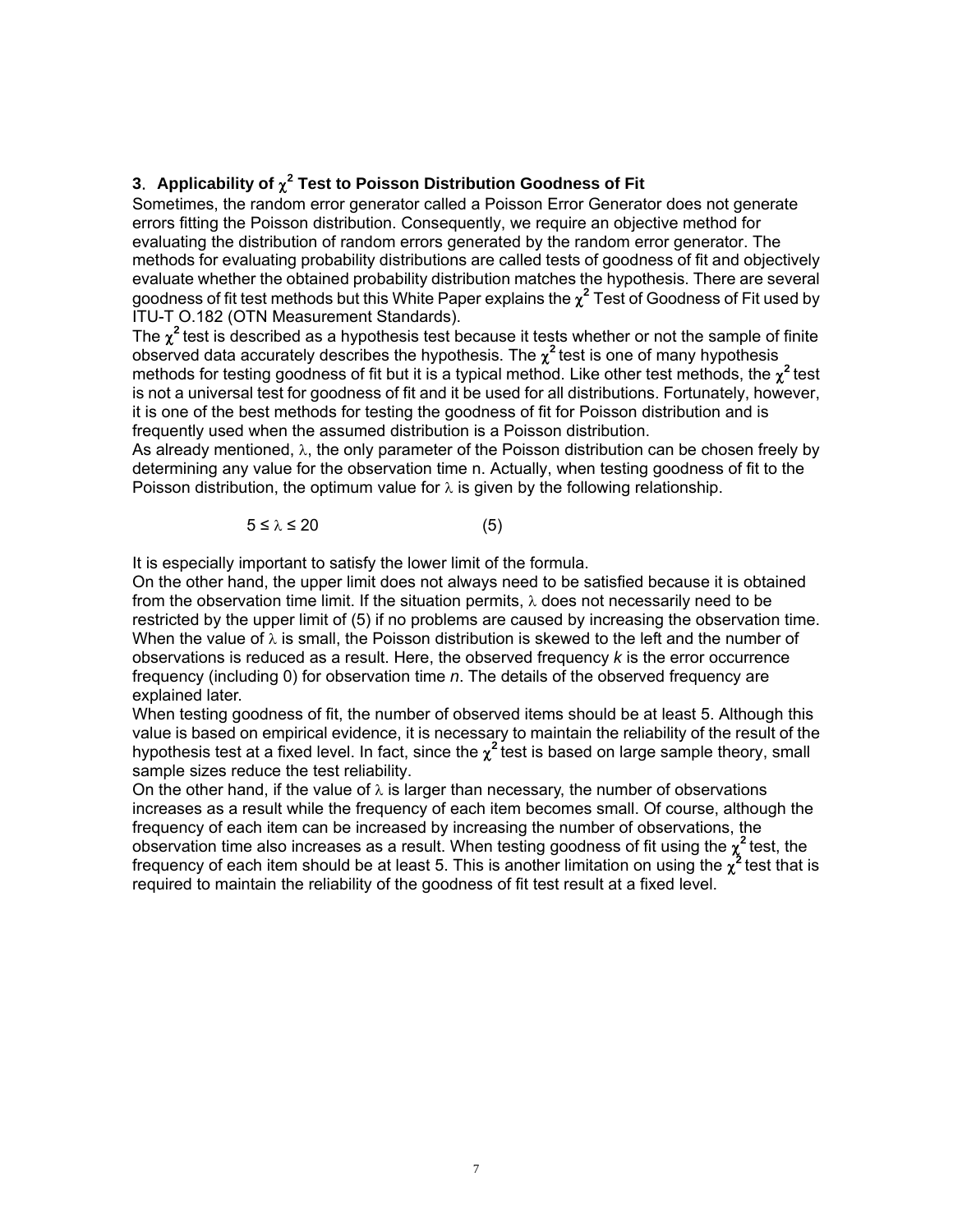## 3. Applicability of $\chi^2$ Test to Poisson Distribution Goodness of Fit

Sometimes, the random error generator called a Poisson Error Generator does not generate errors fitting the Poisson distribution. Consequently, we require an objective method for evaluating the distribution of random errors generated by the random error generator. The methods for evaluating probability distributions are called tests of goodness of fit and objectively evaluate whether the obtained probability distribution matches the hypothesis. There are several goodness of fit test methods but this White Paper explains the $\chi^2$ Test of Goodness of Fit used by ITU-T O.182 (OTN Measurement Standards).

The $\chi^2$ test is described as a hypothesis test because it tests whether or not the sample of finite observed data accurately describes the hypothesis. The $\chi^2$ test is one of many hypothesis methods for testing goodness of fit but it is a typical method. Like other test methods, the $\chi^2$ test is not a universal test for goodness of fit and it be used for all distributions. Fortunately, however, it is one of the best methods for testing the goodness of fit for Poisson distribution and is frequently used when the assumed distribution is a Poisson distribution.

As already mentioned, $\lambda$, the only parameter of the Poisson distribution can be chosen freely by determining any value for the observation time n. Actually, when testing goodness of fit to the Poisson distribution, the optimum value for $\lambda$ is given by the following relationship.

$$5 \le \lambda \le 20 \qquad (5)$$

It is especially important to satisfy the lower limit of the formula.

On the other hand, the upper limit does not always need to be satisfied because it is obtained from the observation time limit. If the situation permits, $\lambda$ does not necessarily need to be restricted by the upper limit of (5) if no problems are caused by increasing the observation time. When the value of $\lambda$ is small, the Poisson distribution is skewed to the left and the number of observations is reduced as a result. Here, the observed frequency *k* is the error occurrence frequency (including 0) for observation time *n*. The details of the observed frequency are explained later.

When testing goodness of fit, the number of observed items should be at least 5. Although this value is based on empirical evidence, it is necessary to maintain the reliability of the result of the hypothesis test at a fixed level. In fact, since the $\chi^2$ test is based on large sample theory, small sample sizes reduce the test reliability.

On the other hand, if the value of $\lambda$ is larger than necessary, the number of observations increases as a result while the frequency of each item becomes small. Of course, although the frequency of each item can be increased by increasing the number of observations, the observation time also increases as a result. When testing goodness of fit using the $\chi^2$ test, the frequency of each item should be at least 5. This is another limitation on using the $\chi^2$ test that is required to maintain the reliability of the goodness of fit test result at a fixed level.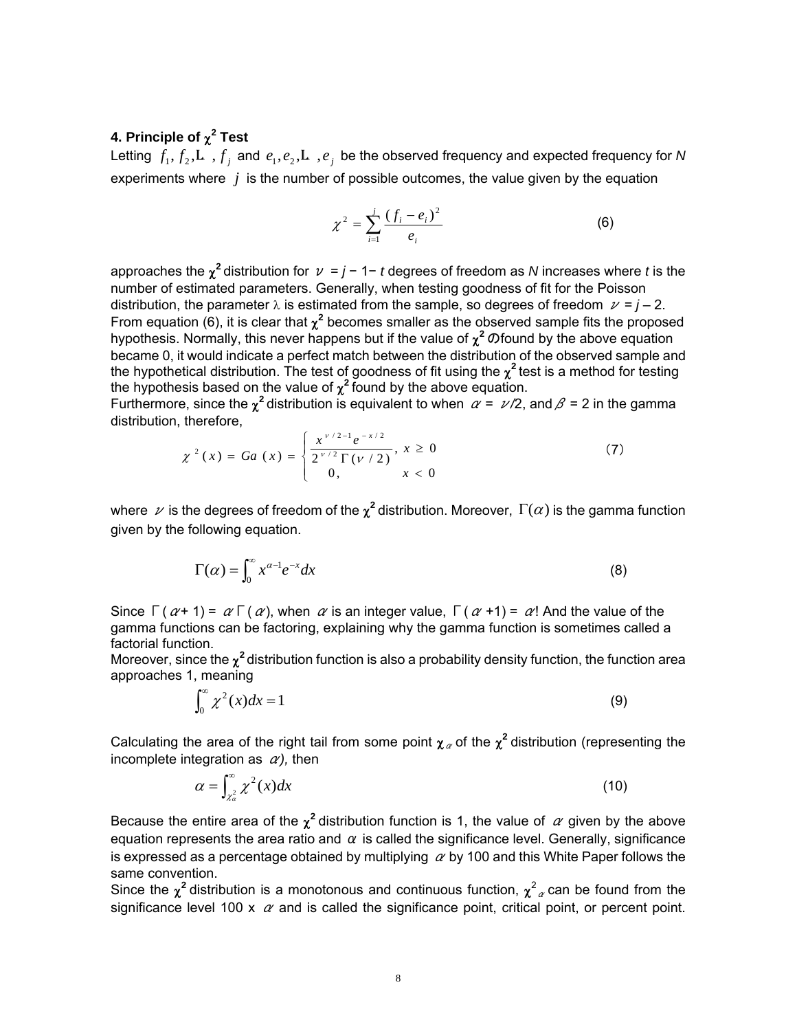### 4. Principle of $\chi^2$ Test

Letting $f_1, f_2, \ldots, f_j$ and $e_1, e_2, \ldots, e_j$ be the observed frequency and expected frequency for *N* experiments where $j$ is the number of possible outcomes, the value given by the equation

$$\chi^2 = \sum_{i=1}^{j} \frac{(f_i - e_i)^2}{e_i} \tag{6}$$

approaches the $\chi^2$ distribution for $\nu = j - 1 - t$ degrees of freedom as *N* increases where *t* is the number of estimated parameters. Generally, when testing goodness of fit for the Poisson distribution, the parameter $\lambda$ is estimated from the sample, so degrees of freedom $\nu = j - 2$. From equation (6), it is clear that $\chi^2$ becomes smaller as the observed sample fits the proposed hypothesis. Normally, this never happens but if the value of $\chi^2$ found by the above equation became 0, it would indicate a perfect match between the distribution of the observed sample and the hypothetical distribution. The test of goodness of fit using the $\chi^2$ test is a method for testing the hypothesis based on the value of $\chi^2$ found by the above equation.

Furthermore, since the $\chi^2$ distribution is equivalent to when $\alpha = \nu/2$, and $\beta = 2$ in the gamma distribution, therefore,

$$\chi^2(x) = Ga(x) = \begin{cases} \dfrac{x^{\nu/2-1} e^{-x/2}}{2^{\nu/2}\Gamma(\nu/2)}, & x \geq 0 \\ 0, & x < 0 \end{cases} \tag{7}$$

where $\nu$ is the degrees of freedom of the $\chi^2$ distribution. Moreover, $\Gamma(\alpha)$ is the gamma function given by the following equation.

$$\Gamma(\alpha) = \int_0^{\infty} x^{\alpha-1} e^{-x} dx \tag{8}$$

Since $\Gamma(\alpha + 1) = \alpha\Gamma(\alpha)$, when $\alpha$ is an integer value, $\Gamma(\alpha + 1) = \alpha!$ And the value of the gamma functions can be factoring, explaining why the gamma function is sometimes called a factorial function.

Moreover, since the $\chi^2$ distribution function is also a probability density function, the function area approaches 1, meaning

$$\int_0^{\infty} \chi^2(x) dx = 1 \tag{9}$$

Calculating the area of the right tail from some point $\chi_\alpha$ of the $\chi^2$ distribution (representing the incomplete integration as $\alpha$), then

$$\alpha = \int_{\chi_\alpha^2}^{\infty} \chi^2(x) dx \tag{10}$$

Because the entire area of the $\chi^2$ distribution function is 1, the value of $\alpha$ given by the above equation represents the area ratio and $\alpha$ is called the significance level. Generally, significance is expressed as a percentage obtained by multiplying $\alpha$ by 100 and this White Paper follows the same convention.

Since the $\chi^2$ distribution is a monotonous and continuous function, $\chi^2_\alpha$ can be found from the significance level 100 x $\alpha$ and is called the significance point, critical point, or percent point.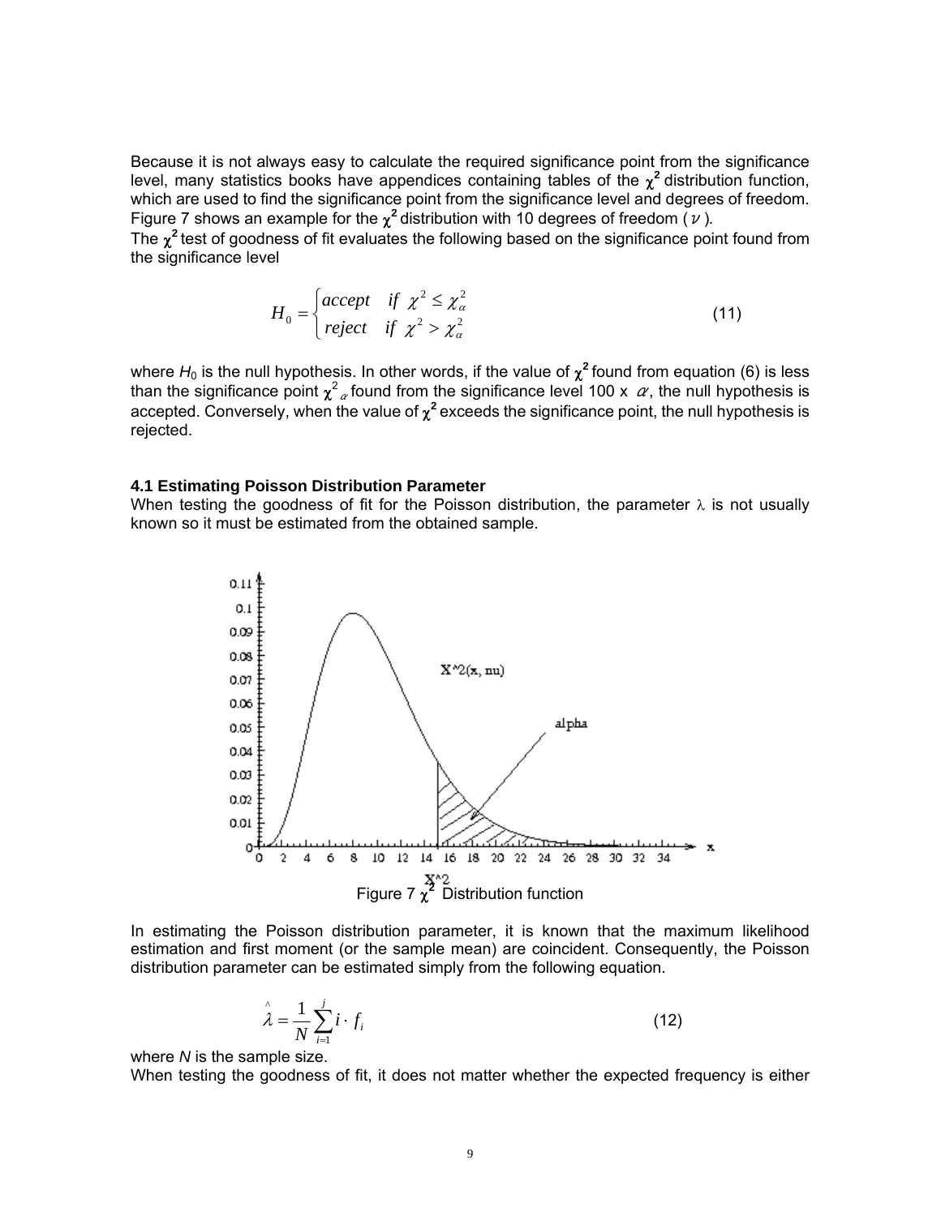Because it is not always easy to calculate the required significance point from the significance level, many statistics books have appendices containing tables of the $\chi^2$ distribution function, which are used to find the significance point from the significance level and degrees of freedom. Figure 7 shows an example for the $\chi^2$ distribution with 10 degrees of freedom ( $\nu$ ).

The $\chi^2$ test of goodness of fit evaluates the following based on the significance point found from the significance level

$$H_0 = \begin{cases} accept & if \;\; \chi^2 \le \chi^2_\alpha \\ reject & if \;\; \chi^2 > \chi^2_\alpha \end{cases} \tag{11}$$

where $H_0$ is the null hypothesis. In other words, if the value of $\chi^2$ found from equation (6) is less than the significance point $\chi^2_\alpha$ found from the significance level 100 x $\alpha$, the null hypothesis is accepted. Conversely, when the value of $\chi^2$ exceeds the significance point, the null hypothesis is rejected.

### 4.1 Estimating Poisson Distribution Parameter

When testing the goodness of fit for the Poisson distribution, the parameter $\lambda$ is not usually known so it must be estimated from the obtained sample.

Figure 7 $\chi^2$ Distribution function

In estimating the Poisson distribution parameter, it is known that the maximum likelihood estimation and first moment (or the sample mean) are coincident. Consequently, the Poisson distribution parameter can be estimated simply from the following equation.

$$\hat{\lambda} = \frac{1}{N}\sum_{i=1}^{j} i \cdot f_i \tag{12}$$

where $N$ is the sample size.

When testing the goodness of fit, it does not matter whether the expected frequency is either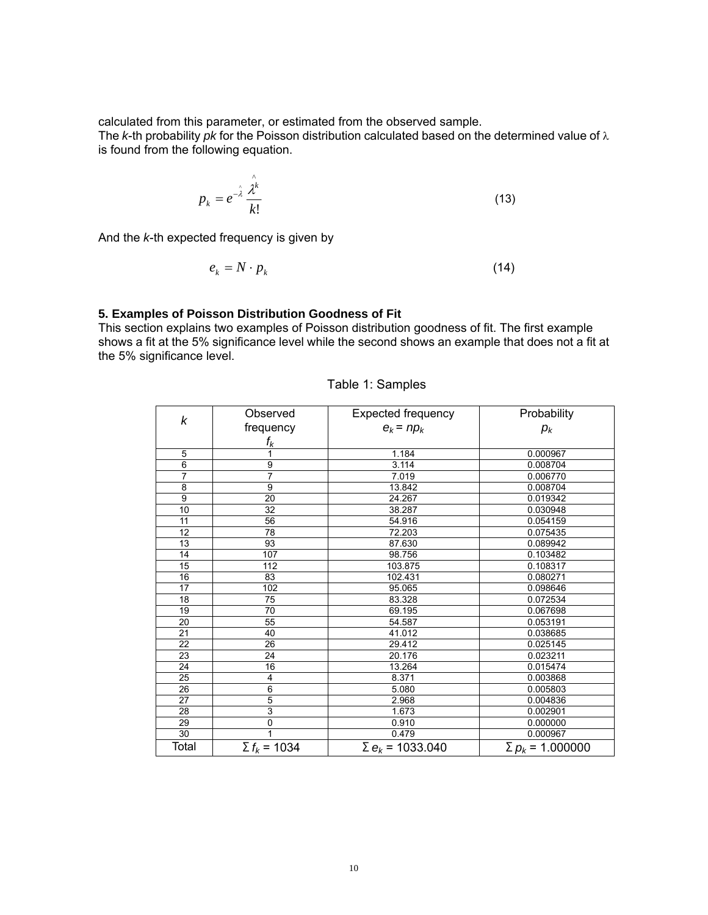calculated from this parameter, or estimated from the observed sample.

The *k*-th probability *pk* for the Poisson distribution calculated based on the determined value of $\lambda$ is found from the following equation.

$$p_k = e^{-\hat{\lambda}} \frac{\hat{\lambda}^k}{k!} \tag{13}$$

And the *k*-th expected frequency is given by

$$e_k = N \cdot p_k \tag{14}$$

### 5. Examples of Poisson Distribution Goodness of Fit

This section explains two examples of Poisson distribution goodness of fit. The first example shows a fit at the 5% significance level while the second shows an example that does not a fit at the 5% significance level.

Table 1: Samples

| $k$ | Observed frequency $f_k$ | Expected frequency $e_k = np_k$ | Probability $p_k$ |
|---|---|---|---|
| 5 | 1 | 1.184 | 0.000967 |
| 6 | 9 | 3.114 | 0.008704 |
| 7 | 7 | 7.019 | 0.006770 |
| 8 | 9 | 13.842 | 0.008704 |
| 9 | 20 | 24.267 | 0.019342 |
| 10 | 32 | 38.287 | 0.030948 |
| 11 | 56 | 54.916 | 0.054159 |
| 12 | 78 | 72.203 | 0.075435 |
| 13 | 93 | 87.630 | 0.089942 |
| 14 | 107 | 98.756 | 0.103482 |
| 15 | 112 | 103.875 | 0.108317 |
| 16 | 83 | 102.431 | 0.080271 |
| 17 | 102 | 95.065 | 0.098646 |
| 18 | 75 | 83.328 | 0.072534 |
| 19 | 70 | 69.195 | 0.067698 |
| 20 | 55 | 54.587 | 0.053191 |
| 21 | 40 | 41.012 | 0.038685 |
| 22 | 26 | 29.412 | 0.025145 |
| 23 | 24 | 20.176 | 0.023211 |
| 24 | 16 | 13.264 | 0.015474 |
| 25 | 4 | 8.371 | 0.003868 |
| 26 | 6 | 5.080 | 0.005803 |
| 27 | 5 | 2.968 | 0.004836 |
| 28 | 3 | 1.673 | 0.002901 |
| 29 | 0 | 0.910 | 0.000000 |
| 30 | 1 | 0.479 | 0.000967 |
| Total | $\Sigma f_k = 1034$ | $\Sigma e_k = 1033.040$ | $\Sigma p_k = 1.000000$ |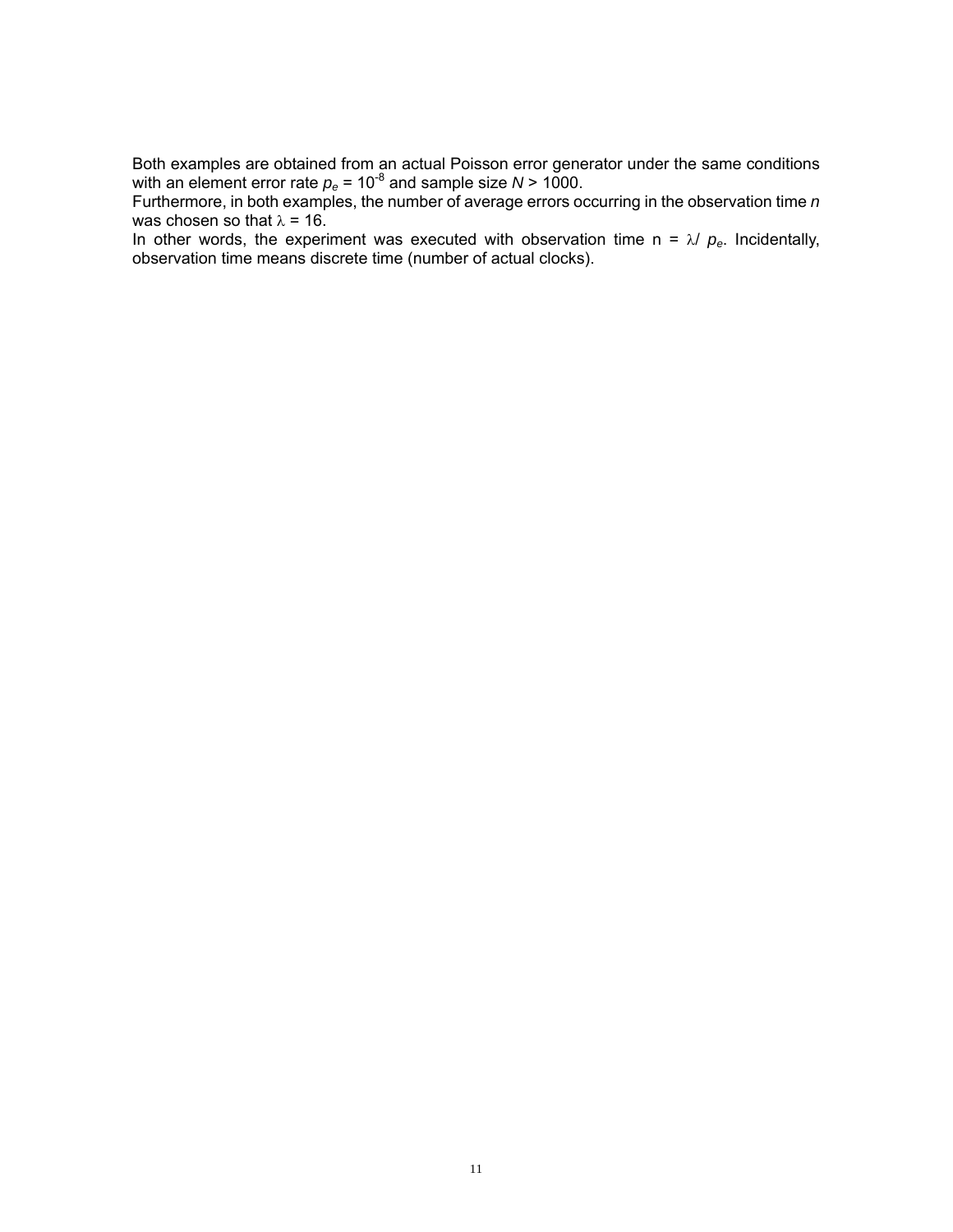Both examples are obtained from an actual Poisson error generator under the same conditions with an element error rate $p_e = 10^{-8}$ and sample size $N > 1000$.
Furthermore, in both examples, the number of average errors occurring in the observation time $n$ was chosen so that $\lambda = 16$.
In other words, the experiment was executed with observation time $n = \lambda / p_e$. Incidentally, observation time means discrete time (number of actual clocks).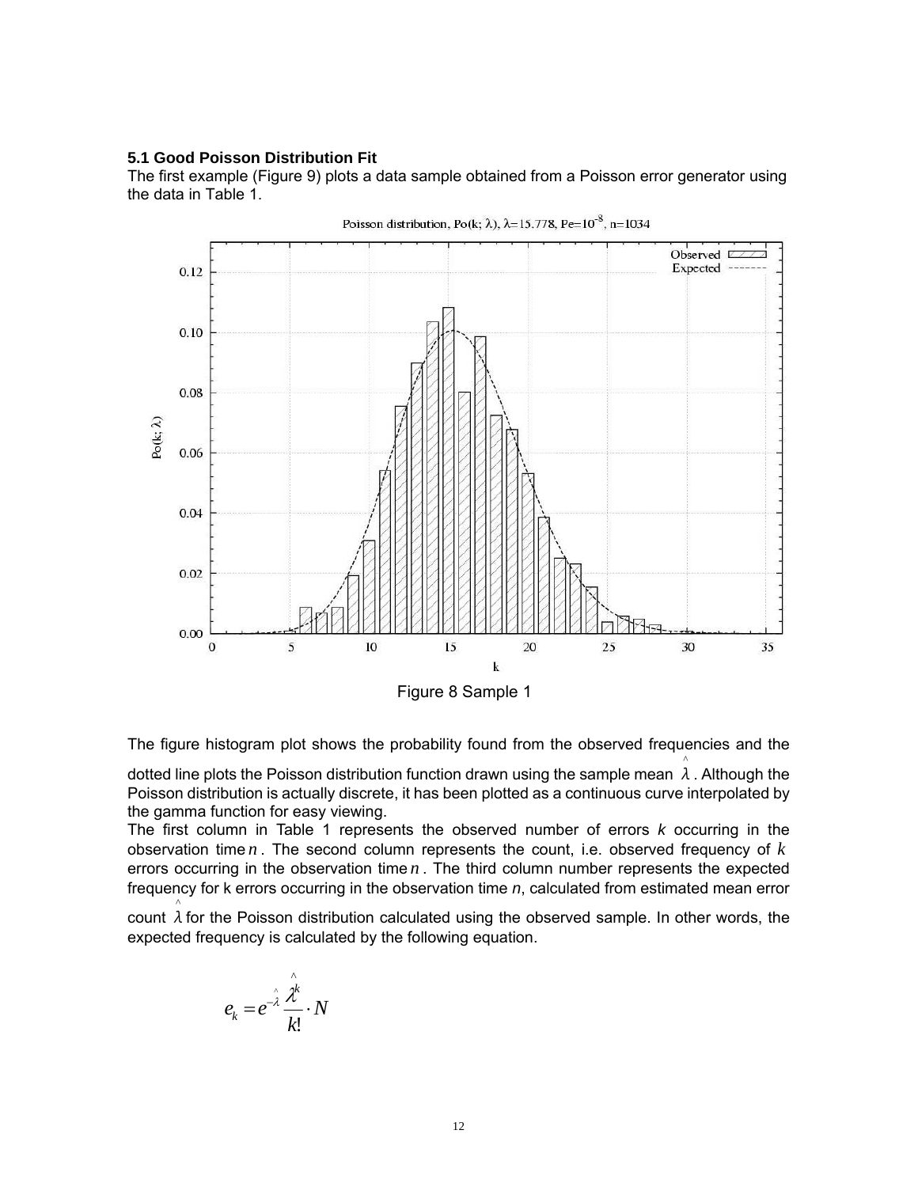### 5.1 Good Poisson Distribution Fit

The first example (Figure 9) plots a data sample obtained from a Poisson error generator using the data in Table 1.

Figure 8 Sample 1

The figure histogram plot shows the probability found from the observed frequencies and the dotted line plots the Poisson distribution function drawn using the sample mean $\hat{\lambda}$. Although the Poisson distribution is actually discrete, it has been plotted as a continuous curve interpolated by the gamma function for easy viewing.

The first column in Table 1 represents the observed number of errors *k* occurring in the observation time $n$. The second column represents the count, i.e. observed frequency of $k$ errors occurring in the observation time $n$. The third column number represents the expected frequency for k errors occurring in the observation time *n*, calculated from estimated mean error count $\hat{\lambda}$ for the Poisson distribution calculated using the observed sample. In other words, the expected frequency is calculated by the following equation.

$$e_k = e^{-\hat{\lambda}} \frac{\hat{\lambda}^k}{k!} \cdot N$$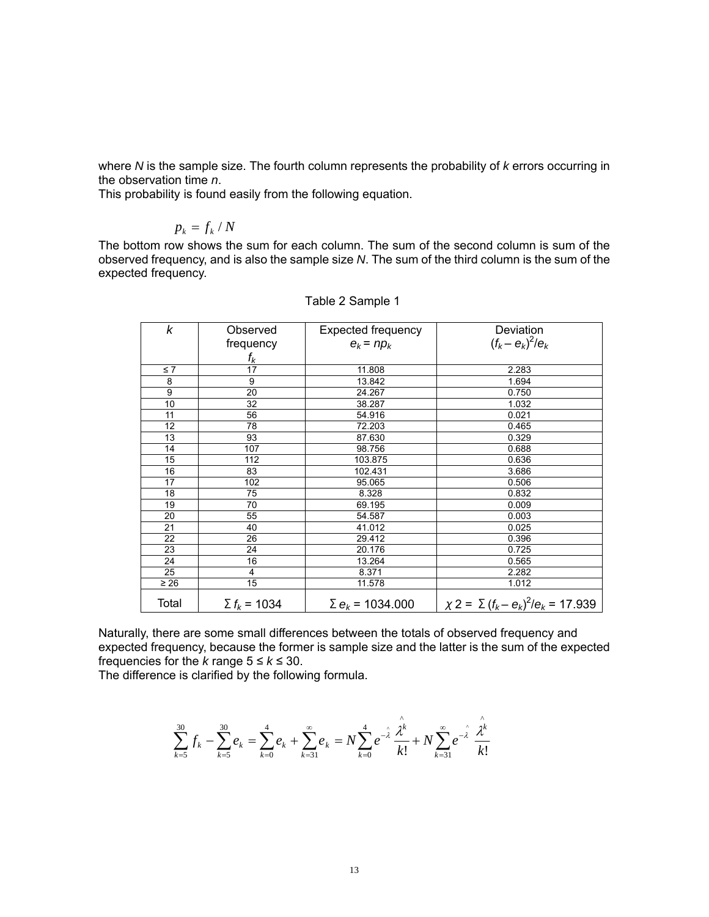where $N$ is the sample size. The fourth column represents the probability of $k$ errors occurring in the observation time $n$.

This probability is found easily from the following equation.

$$p_k = f_k / N$$

The bottom row shows the sum for each column. The sum of the second column is sum of the observed frequency, and is also the sample size $N$. The sum of the third column is the sum of the expected frequency.

Table 2 Sample 1

| $k$ | Observed frequency $f_k$ | Expected frequency $e_k = np_k$ | Deviation $(f_k - e_k)^2/e_k$ |
|---|---|---|---|
| ≤ 7 | 17 | 11.808 | 2.283 |
| 8 | 9 | 13.842 | 1.694 |
| 9 | 20 | 24.267 | 0.750 |
| 10 | 32 | 38.287 | 1.032 |
| 11 | 56 | 54.916 | 0.021 |
| 12 | 78 | 72.203 | 0.465 |
| 13 | 93 | 87.630 | 0.329 |
| 14 | 107 | 98.756 | 0.688 |
| 15 | 112 | 103.875 | 0.636 |
| 16 | 83 | 102.431 | 3.686 |
| 17 | 102 | 95.065 | 0.506 |
| 18 | 75 | 8.328 | 0.832 |
| 19 | 70 | 69.195 | 0.009 |
| 20 | 55 | 54.587 | 0.003 |
| 21 | 40 | 41.012 | 0.025 |
| 22 | 26 | 29.412 | 0.396 |
| 23 | 24 | 20.176 | 0.725 |
| 24 | 16 | 13.264 | 0.565 |
| 25 | 4 | 8.371 | 2.282 |
| ≥ 26 | 15 | 11.578 | 1.012 |
| Total | $\Sigma f_k = 1034$ | $\Sigma e_k = 1034.000$ | $\chi 2 = \Sigma (f_k - e_k)^2/e_k = 17.939$ |

Naturally, there are some small differences between the totals of observed frequency and expected frequency, because the former is sample size and the latter is the sum of the expected frequencies for the $k$ range $5 \le k \le 30$.

The difference is clarified by the following formula.

$$\sum_{k=5}^{30} f_k - \sum_{k=5}^{30} e_k = \sum_{k=0}^{4} e_k + \sum_{k=31}^{\infty} e_k = N \sum_{k=0}^{4} e^{-\hat{\lambda}} \frac{\hat{\lambda}^k}{k!} + N \sum_{k=31}^{\infty} e^{-\hat{\lambda}} \frac{\hat{\lambda}^k}{k!}$$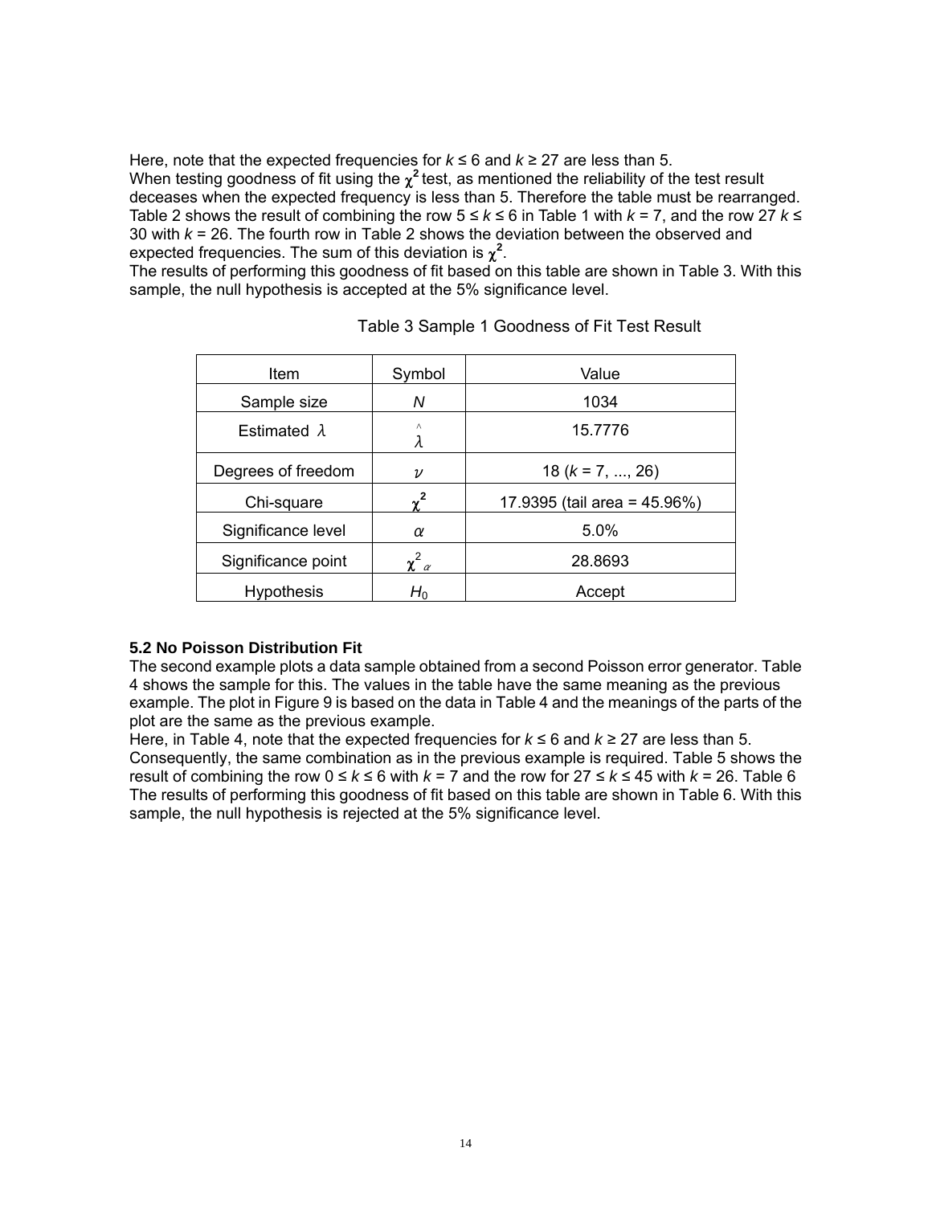Here, note that the expected frequencies for $k \leq 6$ and $k \geq 27$ are less than 5.
When testing goodness of fit using the $\chi^2$ test, as mentioned the reliability of the test result deceases when the expected frequency is less than 5. Therefore the table must be rearranged. Table 2 shows the result of combining the row $5 \leq k \leq 6$ in Table 1 with $k = 7$, and the row 27 $k \leq$ 30 with $k = 26$. The fourth row in Table 2 shows the deviation between the observed and expected frequencies. The sum of this deviation is $\chi^2$.
The results of performing this goodness of fit based on this table are shown in Table 3. With this sample, the null hypothesis is accepted at the 5% significance level.

Table 3 Sample 1 Goodness of Fit Test Result

| Item | Symbol | Value |
|---|---|---|
| Sample size | $N$ | 1034 |
| Estimated $\lambda$ | $\hat{\lambda}$ | 15.7776 |
| Degrees of freedom | $\nu$ | 18 ($k$ = 7, ..., 26) |
| Chi-square | $\chi^2$ | 17.9395 (tail area = 45.96%) |
| Significance level | $\alpha$ | 5.0% |
| Significance point | $\chi^2_{\alpha}$ | 28.8693 |
| Hypothesis | $H_0$ | Accept |

**5.2 No Poisson Distribution Fit**

The second example plots a data sample obtained from a second Poisson error generator. Table 4 shows the sample for this. The values in the table have the same meaning as the previous example. The plot in Figure 9 is based on the data in Table 4 and the meanings of the parts of the plot are the same as the previous example.
Here, in Table 4, note that the expected frequencies for $k \leq 6$ and $k \geq 27$ are less than 5. Consequently, the same combination as in the previous example is required. Table 5 shows the result of combining the row $0 \leq k \leq 6$ with $k = 7$ and the row for $27 \leq k \leq 45$ with $k = 26$. Table 6 The results of performing this goodness of fit based on this table are shown in Table 6. With this sample, the null hypothesis is rejected at the 5% significance level.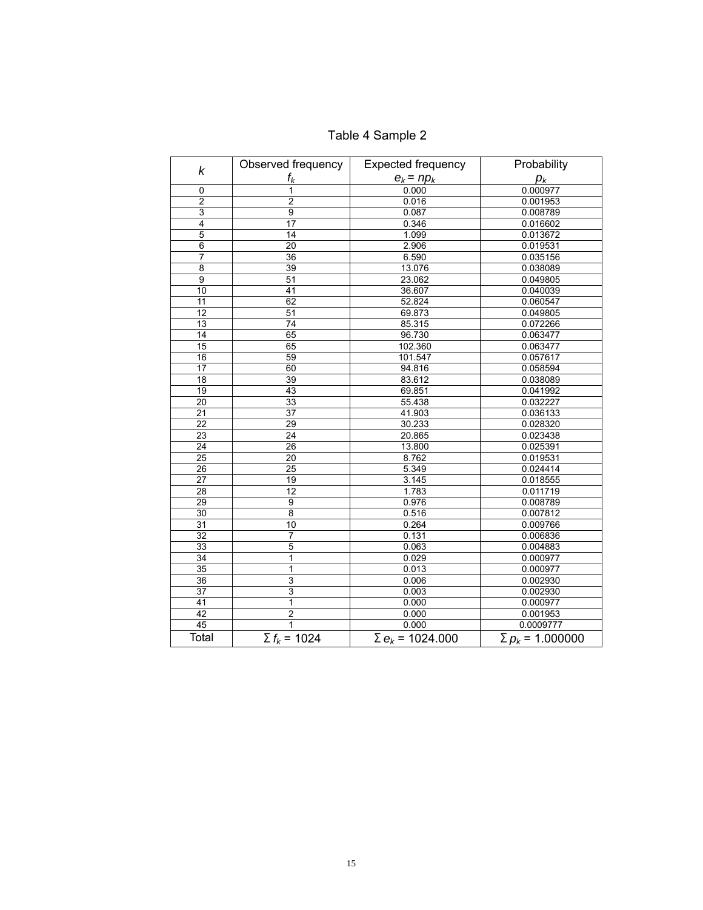Table 4 Sample 2

| $k$ | Observed frequency $f_k$ | Expected frequency $e_k = np_k$ | Probability $p_k$ |
|---|---|---|---|
| 0 | 1 | 0.000 | 0.000977 |
| 2 | 2 | 0.016 | 0.001953 |
| 3 | 9 | 0.087 | 0.008789 |
| 4 | 17 | 0.346 | 0.016602 |
| 5 | 14 | 1.099 | 0.013672 |
| 6 | 20 | 2.906 | 0.019531 |
| 7 | 36 | 6.590 | 0.035156 |
| 8 | 39 | 13.076 | 0.038089 |
| 9 | 51 | 23.062 | 0.049805 |
| 10 | 41 | 36.607 | 0.040039 |
| 11 | 62 | 52.824 | 0.060547 |
| 12 | 51 | 69.873 | 0.049805 |
| 13 | 74 | 85.315 | 0.072266 |
| 14 | 65 | 96.730 | 0.063477 |
| 15 | 65 | 102.360 | 0.063477 |
| 16 | 59 | 101.547 | 0.057617 |
| 17 | 60 | 94.816 | 0.058594 |
| 18 | 39 | 83.612 | 0.038089 |
| 19 | 43 | 69.851 | 0.041992 |
| 20 | 33 | 55.438 | 0.032227 |
| 21 | 37 | 41.903 | 0.036133 |
| 22 | 29 | 30.233 | 0.028320 |
| 23 | 24 | 20.865 | 0.023438 |
| 24 | 26 | 13.800 | 0.025391 |
| 25 | 20 | 8.762 | 0.019531 |
| 26 | 25 | 5.349 | 0.024414 |
| 27 | 19 | 3.145 | 0.018555 |
| 28 | 12 | 1.783 | 0.011719 |
| 29 | 9 | 0.976 | 0.008789 |
| 30 | 8 | 0.516 | 0.007812 |
| 31 | 10 | 0.264 | 0.009766 |
| 32 | 7 | 0.131 | 0.006836 |
| 33 | 5 | 0.063 | 0.004883 |
| 34 | 1 | 0.029 | 0.000977 |
| 35 | 1 | 0.013 | 0.000977 |
| 36 | 3 | 0.006 | 0.002930 |
| 37 | 3 | 0.003 | 0.002930 |
| 41 | 1 | 0.000 | 0.000977 |
| 42 | 2 | 0.000 | 0.001953 |
| 45 | 1 | 0.000 | 0.0009777 |
| Total | $\Sigma f_k = 1024$ | $\Sigma e_k = 1024.000$ | $\Sigma p_k = 1.000000$ |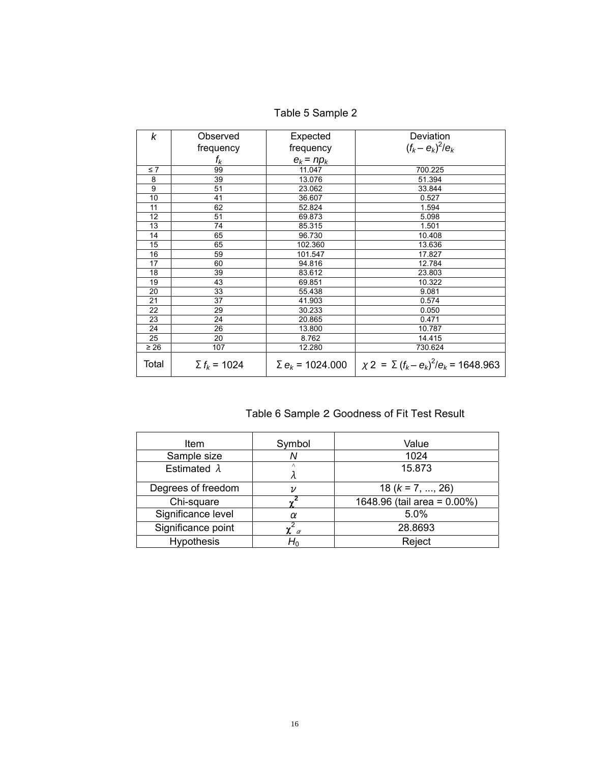Table 5 Sample 2

| $k$ | Observed frequency $f_k$ | Expected frequency $e_k = np_k$ | Deviation $(f_k - e_k)^2/e_k$ |
|---|---|---|---|
| ≤ 7 | 99 | 11.047 | 700.225 |
| 8 | 39 | 13.076 | 51.394 |
| 9 | 51 | 23.062 | 33.844 |
| 10 | 41 | 36.607 | 0.527 |
| 11 | 62 | 52.824 | 1.594 |
| 12 | 51 | 69.873 | 5.098 |
| 13 | 74 | 85.315 | 1.501 |
| 14 | 65 | 96.730 | 10.408 |
| 15 | 65 | 102.360 | 13.636 |
| 16 | 59 | 101.547 | 17.827 |
| 17 | 60 | 94.816 | 12.784 |
| 18 | 39 | 83.612 | 23.803 |
| 19 | 43 | 69.851 | 10.322 |
| 20 | 33 | 55.438 | 9.081 |
| 21 | 37 | 41.903 | 0.574 |
| 22 | 29 | 30.233 | 0.050 |
| 23 | 24 | 20.865 | 0.471 |
| 24 | 26 | 13.800 | 10.787 |
| 25 | 20 | 8.762 | 14.415 |
| ≥ 26 | 107 | 12.280 | 730.624 |
| Total | $\Sigma f_k = 1024$ | $\Sigma e_k = 1024.000$ | $\chi 2 = \Sigma (f_k - e_k)^2/e_k = 1648.963$ |

Table 6 Sample 2 Goodness of Fit Test Result

| Item | Symbol | Value |
|---|---|---|
| Sample size | $N$ | 1024 |
| Estimated $\lambda$ | $\hat{\lambda}$ | 15.873 |
| Degrees of freedom | $\nu$ | 18 ($k$ = 7, ..., 26) |
| Chi-square | $\chi^2$ | 1648.96 (tail area = 0.00%) |
| Significance level | $\alpha$ | 5.0% |
| Significance point | $\chi^2_{\alpha}$ | 28.8693 |
| Hypothesis | $H_0$ | Reject |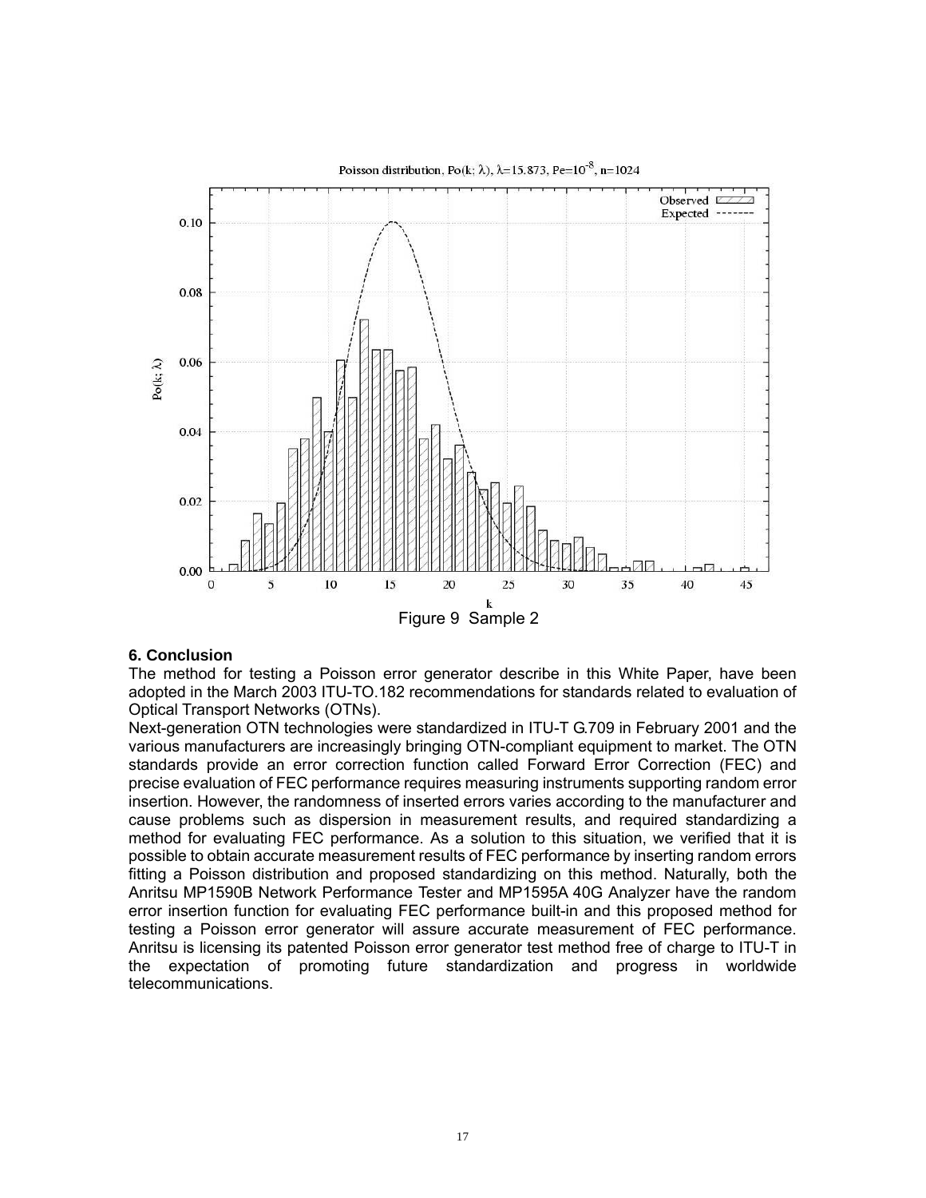Figure 9 Sample 2

### 6. Conclusion

The method for testing a Poisson error generator describe in this White Paper, have been adopted in the March 2003 ITU-TO.182 recommendations for standards related to evaluation of Optical Transport Networks (OTNs).

Next-generation OTN technologies were standardized in ITU-T G.709 in February 2001 and the various manufacturers are increasingly bringing OTN-compliant equipment to market. The OTN standards provide an error correction function called Forward Error Correction (FEC) and precise evaluation of FEC performance requires measuring instruments supporting random error insertion. However, the randomness of inserted errors varies according to the manufacturer and cause problems such as dispersion in measurement results, and required standardizing a method for evaluating FEC performance. As a solution to this situation, we verified that it is possible to obtain accurate measurement results of FEC performance by inserting random errors fitting a Poisson distribution and proposed standardizing on this method. Naturally, both the Anritsu MP1590B Network Performance Tester and MP1595A 40G Analyzer have the random error insertion function for evaluating FEC performance built-in and this proposed method for testing a Poisson error generator will assure accurate measurement of FEC performance. Anritsu is licensing its patented Poisson error generator test method free of charge to ITU-T in the expectation of promoting future standardization and progress in worldwide telecommunications.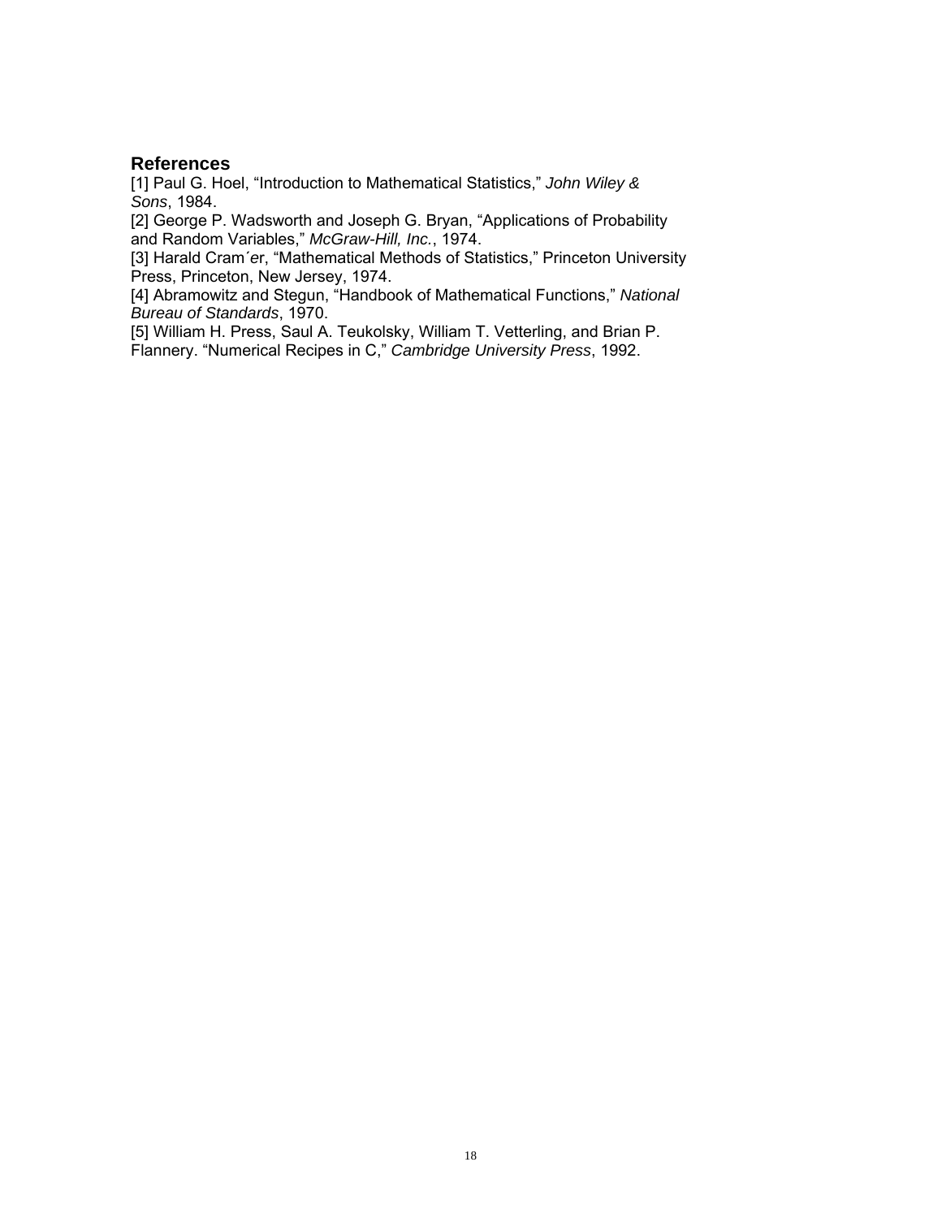## References

[1] Paul G. Hoel, "Introduction to Mathematical Statistics," *John Wiley & Sons*, 1984.

[2] George P. Wadsworth and Joseph G. Bryan, "Applications of Probability and Random Variables," *McGraw-Hill, Inc.*, 1974.

[3] Harald Cram´er, "Mathematical Methods of Statistics," Princeton University Press, Princeton, New Jersey, 1974.

[4] Abramowitz and Stegun, "Handbook of Mathematical Functions," *National Bureau of Standards*, 1970.

[5] William H. Press, Saul A. Teukolsky, William T. Vetterling, and Brian P. Flannery. "Numerical Recipes in C," *Cambridge University Press*, 1992.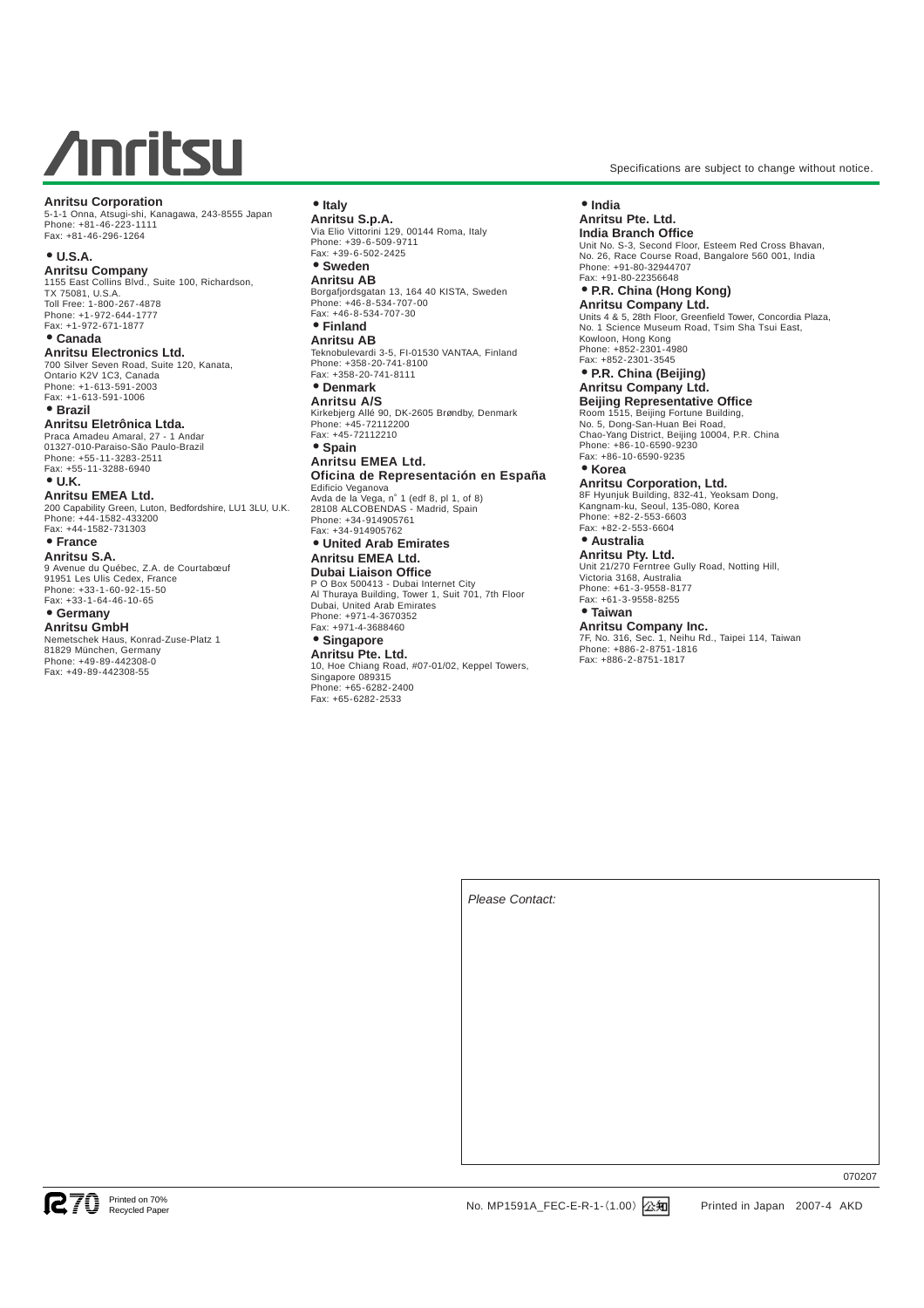Anritsu

Specifications are subject to change without notice.

**Anritsu Corporation**
5-1-1 Onna, Atsugi-shi, Kanagawa, 243-8555 Japan
Phone: +81-46-223-1111
Fax: +81-46-296-1264

**• U.S.A.**

**Anritsu Company**
1155 East Collins Blvd., Suite 100, Richardson,
TX 75081, U.S.A.
Toll Free: 1-800-267-4878
Phone: +1-972-644-1777
Fax: +1-972-671-1877

**• Canada**

**Anritsu Electronics Ltd.**
700 Silver Seven Road, Suite 120, Kanata,
Ontario K2V 1C3, Canada
Phone: +1-613-591-2003
Fax: +1-613-591-1006

**• Brazil**

**Anritsu Eletrônica Ltda.**
Praca Amadeu Amaral, 27 - 1 Andar
01327-010-Paraiso-São Paulo-Brazil
Phone: +55-11-3283-2511
Fax: +55-11-3288-6940

**• U.K.**

**Anritsu EMEA Ltd.**
200 Capability Green, Luton, Bedfordshire, LU1 3LU, U.K.
Phone: +44-1582-433200
Fax: +44-1582-731303

**• France**

**Anritsu S.A.**
9 Avenue du Québec, Z.A. de Courtabœuf
91951 Les Ulis Cedex, France
Phone: +33-1-60-92-15-50
Fax: +33-1-64-46-10-65

**• Germany**

**Anritsu GmbH**
Nemetschek Haus, Konrad-Zuse-Platz 1
81829 München, Germany
Phone: +49-89-442308-0
Fax: +49-89-442308-55

**• Italy**

**Anritsu S.p.A.**
Via Elio Vittorini 129, 00144 Roma, Italy
Phone: +39-6-509-9711
Fax: +39-6-502-2425

**• Sweden**

**Anritsu AB**
Borgafjordsgatan 13, 164 40 KISTA, Sweden
Phone: +46-8-534-707-00
Fax: +46-8-534-707-30

**• Finland**

**Anritsu AB**
Teknobulevardi 3-5, FI-01530 VANTAA, Finland
Phone: +358-20-741-8100
Fax: +358-20-741-8111

**• Denmark**

**Anritsu A/S**
Kirkebjerg Allé 90, DK-2605 Brøndby, Denmark
Phone: +45-72112200
Fax: +45-72112210

**• Spain**

**Anritsu EMEA Ltd.**
**Oficina de Representación en España**
Edificio Veganova
Avda de la Vega, n° 1 (edf 8, pl 1, of 8)
28108 ALCOBENDAS - Madrid, Spain
Phone: +34-914905761
Fax: +34-914905762

**• United Arab Emirates**

**Anritsu EMEA Ltd.**
**Dubai Liaison Office**
P O Box 500413 - Dubai Internet City
Al Thuraya Building, Tower 1, Suit 701, 7th Floor
Dubai, United Arab Emirates
Phone: +971-4-3670352
Fax: +971-4-3688460

**• Singapore**

**Anritsu Pte. Ltd.**
10, Hoe Chiang Road, #07-01/02, Keppel Towers,
Singapore 089315
Phone: +65-6282-2400
Fax: +65-6282-2533

**• India**

**Anritsu Pte. Ltd.**
**India Branch Office**
Unit No. S-3, Second Floor, Esteem Red Cross Bhavan,
No. 26, Race Course Road, Bangalore 560 001, India
Phone: +91-80-32944707
Fax: +91-80-22356648

**• P.R. China (Hong Kong)**

**Anritsu Company Ltd.**
Units 4 & 5, 28th Floor, Greenfield Tower, Concordia Plaza,
No. 1 Science Museum Road, Tsim Sha Tsui East,
Kowloon, Hong Kong
Phone: +852-2301-4980
Fax: +852-2301-3545

**• P.R. China (Beijing)**

**Anritsu Company Ltd.**
**Beijing Representative Office**
Room 1515, Beijing Fortune Building,
No. 5, Dong-San-Huan Bei Road,
Chao-Yang District, Beijing 10004, P.R. China
Phone: +86-10-6590-9230
Fax: +86-10-6590-9235

**• Korea**

**Anritsu Corporation, Ltd.**
8F Hyunjuk Building, 832-41, Yeoksam Dong,
Kangnam-ku, Seoul, 135-080, Korea
Phone: +82-2-553-6603
Fax: +82-2-553-6604

**• Australia**

**Anritsu Pty. Ltd.**
Unit 21/270 Ferntree Gully Road, Notting Hill,
Victoria 3168, Australia
Phone: +61-3-9558-8177
Fax: +61-3-9558-8255

**• Taiwan**

**Anritsu Company Inc.**
7F, No. 316, Sec. 1, Neihu Rd., Taipei 114, Taiwan
Phone: +886-2-8751-1816
Fax: +886-2-8751-1817

*Please Contact:*

070207

R70 Printed on 70% Recycled Paper

No. MP1591A_FEC-E-R-1-(1.00) 公知 Printed in Japan 2007-4 AKD